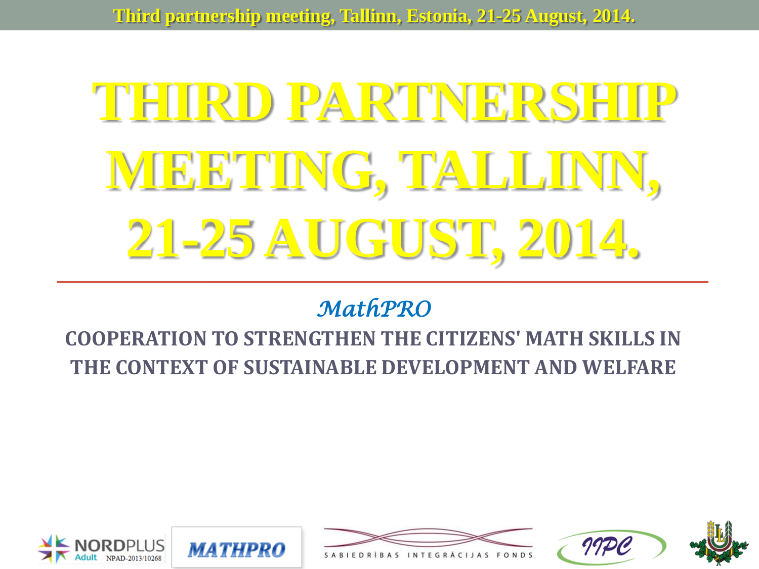# THIRD PARTNERSHIP MEETING, TALLINN, 21-25 AUGUST, 2014.

*MathPRO*

**COOPERATION TO STRENGTHEN THE CITIZENS' MATH SKILLS IN THE CONTEXT OF SUSTAINABLE DEVELOPMENT AND WELFARE**

NORDPLUS Adult NPAD-2013/10268

MATHPRO

SABIEDRĪBAS INTEGRĀCIJAS FONDS

IIPC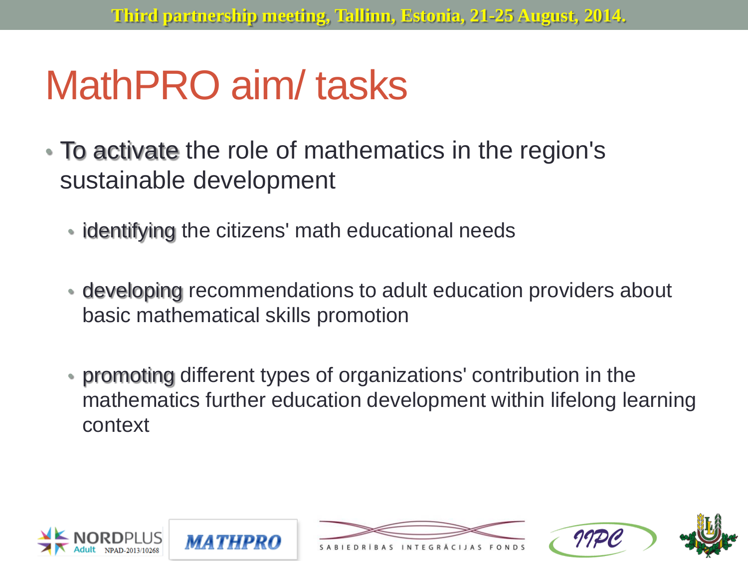# MathPRO aim/ tasks

- To activate the role of mathematics in the region's sustainable development
  - identifying the citizens' math educational needs
  - developing recommendations to adult education providers about basic mathematical skills promotion
  - promoting different types of organizations' contribution in the mathematics further education development within lifelong learning context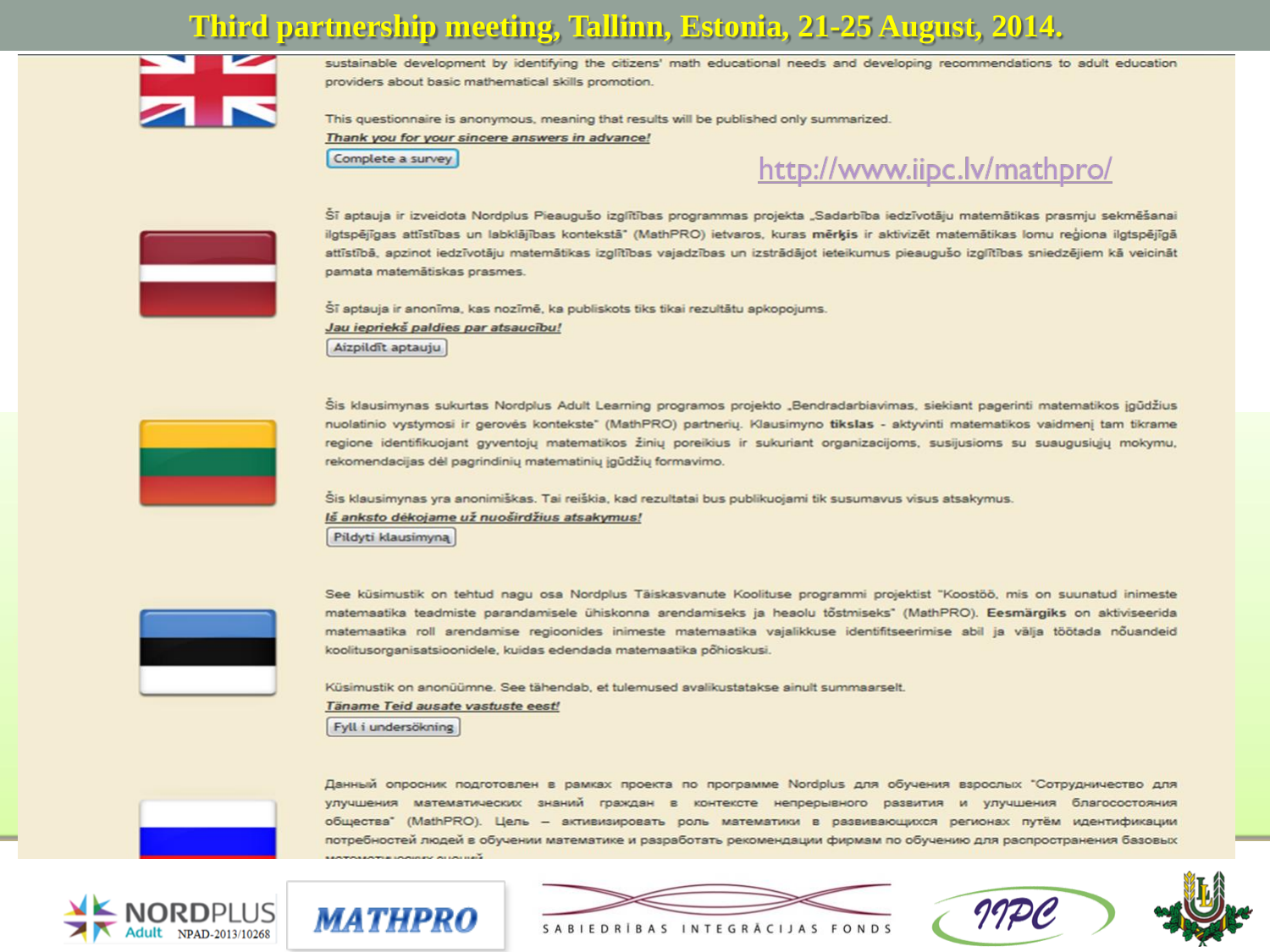# Third partnership meeting, Tallinn, Estonia, 21-25 August, 2014.

sustainable development by identifying the citizens' math educational needs and developing recommendations to adult education providers about basic mathematical skills promotion.

This questionnaire is anonymous, meaning that results will be published only summarized.

*Thank you for your sincere answers in advance!*

Complete a survey

http://www.iipc.lv/mathpro/

Šī aptauja ir izveidota Nordplus Pieaugušo izglītības programmas projekta „Sadarbība iedzīvotāju matemātikas prasmju sekmēšanai ilgtspējīgas attīstības un labklājības kontekstā" (MathPRO) ietvaros, kuras **mērķis** ir aktivizēt matemātikas lomu reģiona ilgtspējīgā attīstībā, apzinot iedzīvotāju matemātikas izglītības vajadzības un izstrādājot ieteikumus pieaugušo izglītības sniedzējiem kā veicināt pamata matemātiskas prasmes.

Šī aptauja ir anonīma, kas nozīmē, ka publiskots tiks tikai rezultātu apkopojums.

*Jau iepriekš paldies par atsaucību!*

Aizpildīt aptauju

Šis klausimynas sukurtas Nordplus Adult Learning programos projekto „Bendradarbiavimas, siekiant pagerinti matematikos įgūdžius nuolatinio vystymosi ir gerovės kontekste" (MathPRO) partnerių. Klausimyno **tikslas** - aktyvinti matematikos vaidmenį tam tikrame regione identifikuojant gyventojų matematikos žinių poreikius ir sukuriant organizacijoms, susijusioms su suaugusiųjų mokymu, rekomendacijas dėl pagrindinių matematinių įgūdžių formavimo.

Šis klausimynas yra anonimiškas. Tai reiškia, kad rezultatai bus publikuojami tik susumavus visus atsakymus.

*Iš anksto dėkojame už nuoširdžius atsakymus!*

Pildyti klausimyną

See küsimustik on tehtud nagu osa Nordplus Täiskasvanute Koolituse programmi projektist "Koostöö, mis on suunatud inimeste matemaatika teadmiste parandamisele ühiskonna arendamiseks ja heaolu tõstmiseks" (MathPRO). **Eesmärgiks** on aktiviseerida matemaatika roll arendamise regioonides inimeste matemaatika vajalikkuse identifitseerimise abil ja välja töötada nõuandeid koolitusorganisatsioonidele, kuidas edendada matemaatika põhioskusi.

Küsimustik on anonüümne. See tähendab, et tulemused avalikustatakse ainult summaarselt.

*Täname Teid ausate vastuste eest!*

Fyll i undersökning

Данный опросник подготовлен в рамках проекта по программе Nordplus для обучения взрослых "Сотрудничество для улучшения математических знаний граждан в контексте непрерывного развития и улучшения благосостояния общества" (MathPRO). Цель – активизировать роль математики в развивающихся регионах путём идентификации потребностей людей в обучении математике и разработать рекомендации фирмам по обучению для распространения базовых математических знаний.

NORDPLUS Adult NPAD-2013/10268 | MATHPRO | SABIEDRĪBAS INTEGRĀCIJAS FONDS | IIPC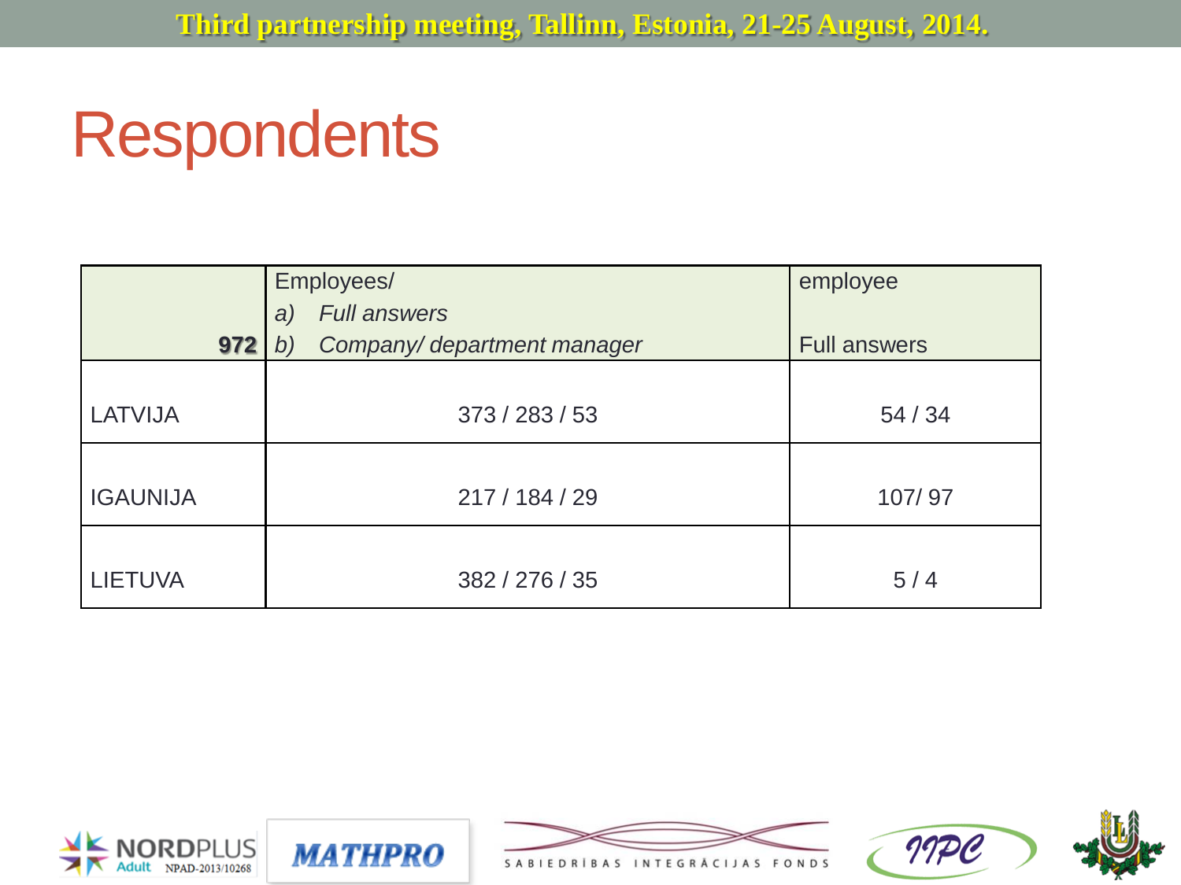# Respondents

| 972 | Employees/<br>a) *Full answers*<br>b) *Company/ department manager* | employee<br><br>Full answers |
|---|---|---|
| LATVIJA | 373 / 283 / 53 | 54 / 34 |
| IGAUNIJA | 217 / 184 / 29 | 107/ 97 |
| LIETUVA | 382 / 276 / 35 | 5 / 4 |

NORDPLUS Adult NPAD-2013/10268 MATHPRO SABIEDRĪBAS INTEGRĀCIJAS FONDS IIPC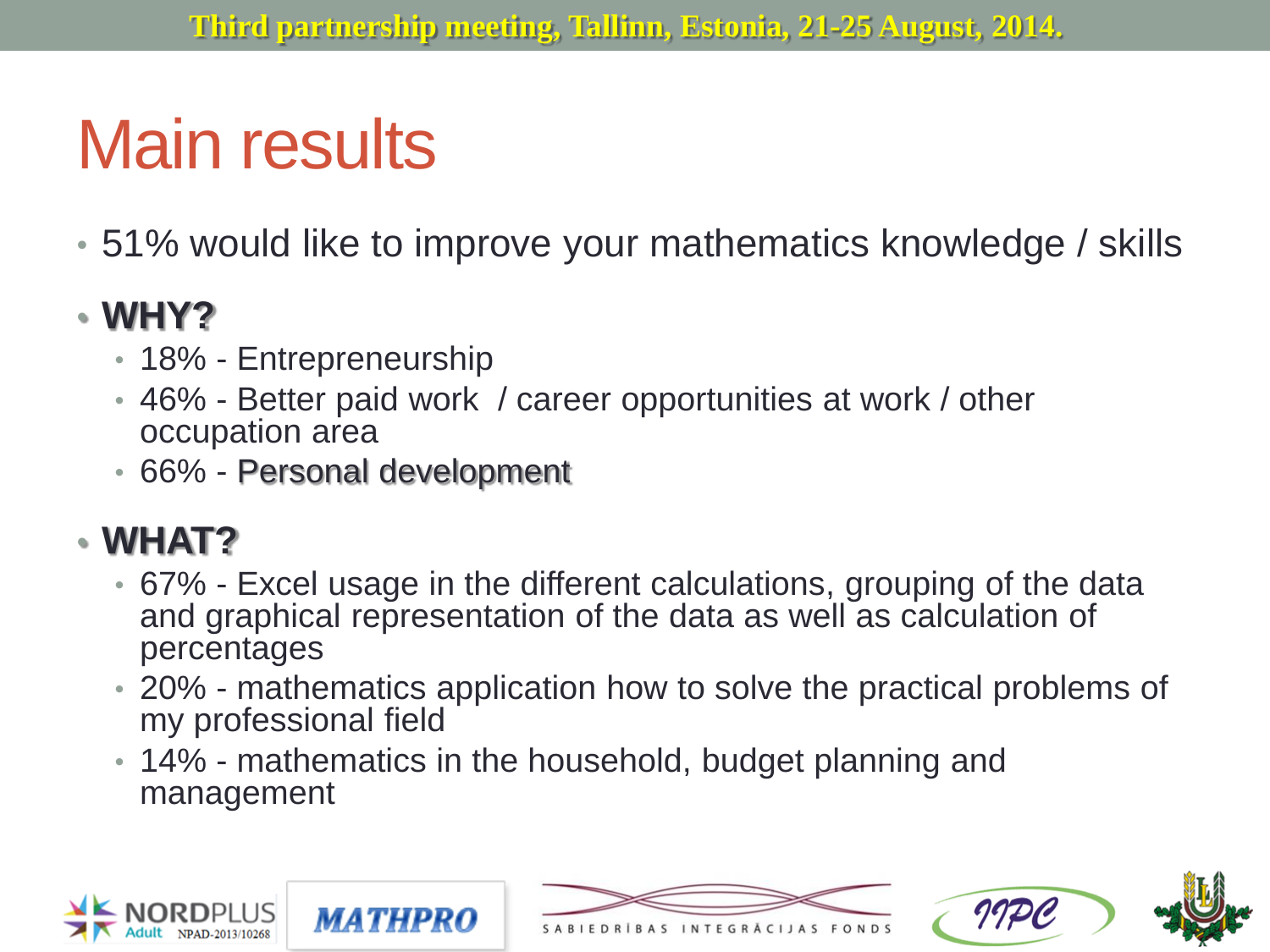# Main results

- 51% would like to improve your mathematics knowledge / skills
- **WHY?**
  - 18% - Entrepreneurship
  - 46% - Better paid work / career opportunities at work / other occupation area
  - 66% - Personal development
- **WHAT?**
  - 67% - Excel usage in the different calculations, grouping of the data and graphical representation of the data as well as calculation of percentages
  - 20% - mathematics application how to solve the practical problems of my professional field
  - 14% - mathematics in the household, budget planning and management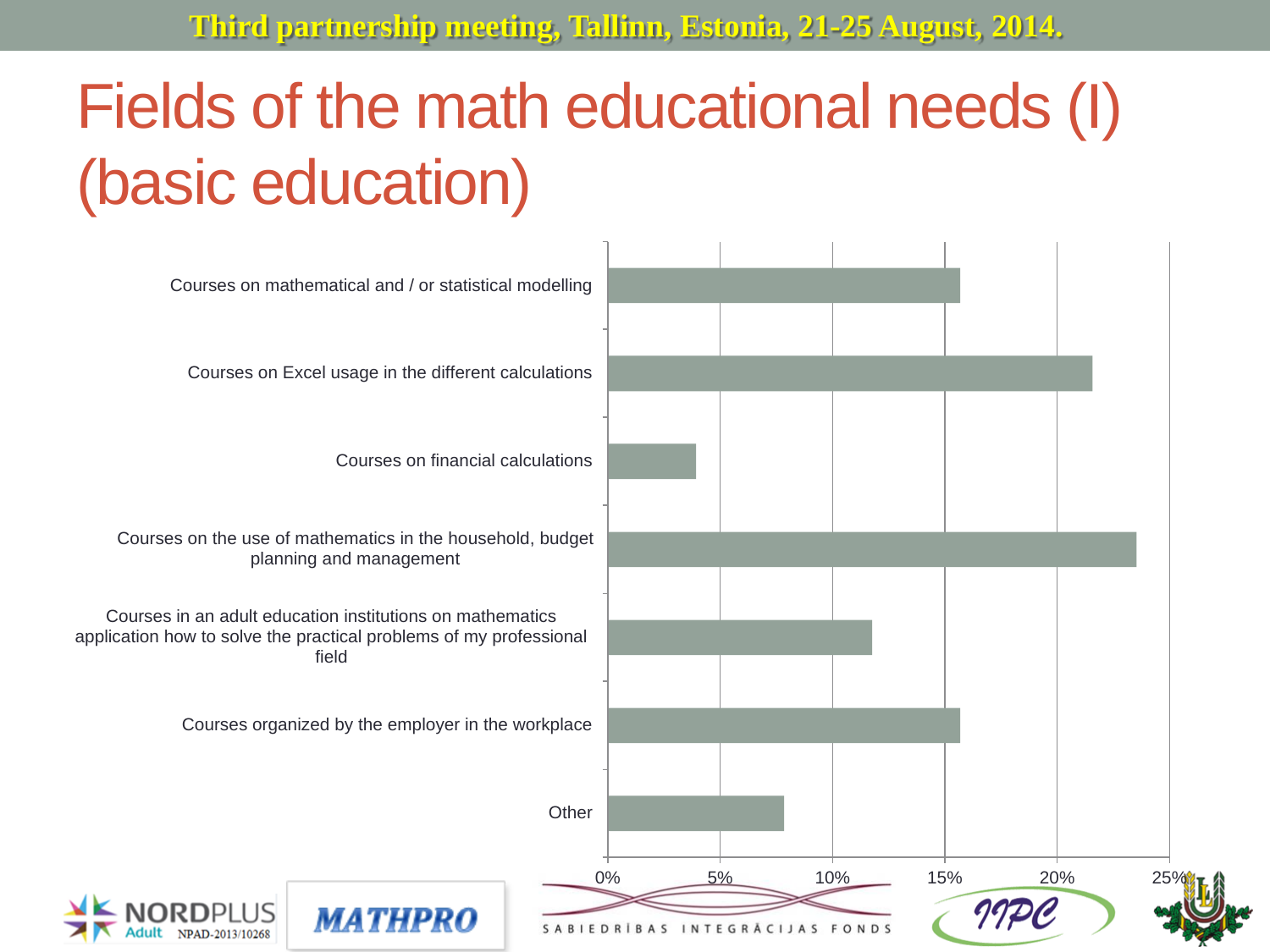# Fields of the math educational needs (I) (basic education)

- Courses on mathematical and / or statistical modelling
- Courses on Excel usage in the different calculations
- Courses on financial calculations
- Courses on the use of mathematics in the household, budget planning and management
- Courses in an adult education institutions on mathematics application how to solve the practical problems of my professional field
- Courses organized by the employer in the workplace
- Other

0% 5% 10% 15% 20% 25%

NORDPLUS Adult NPAD-2013/10268 MATHPRO SABIEDRĪBAS INTEGRĀCIJAS FONDS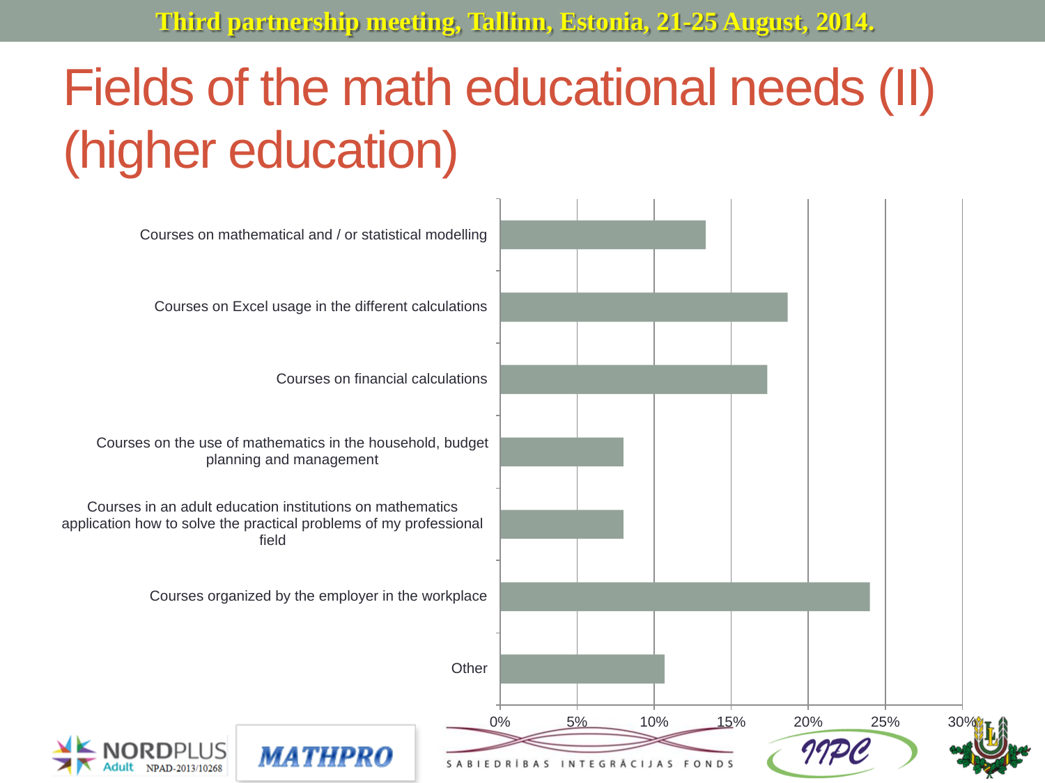# Fields of the math educational needs (II) (higher education)

| Category | Approximate value |
|---|---|
| Courses on mathematical and / or statistical modelling | ~13% |
| Courses on Excel usage in the different calculations | ~19% |
| Courses on financial calculations | ~17% |
| Courses on the use of mathematics in the household, budget planning and management | ~8% |
| Courses in an adult education institutions on mathematics application how to solve the practical problems of my professional field | ~8% |
| Courses organized by the employer in the workplace | ~24% |
| Other | ~11% |

0% 5% 10% 15% 20% 25% 30%

NORDPLUS Adult NPAD-2013/10268

MATHPRO

SABIEDRĪBAS INTEGRĀCIJAS FONDS

IIPC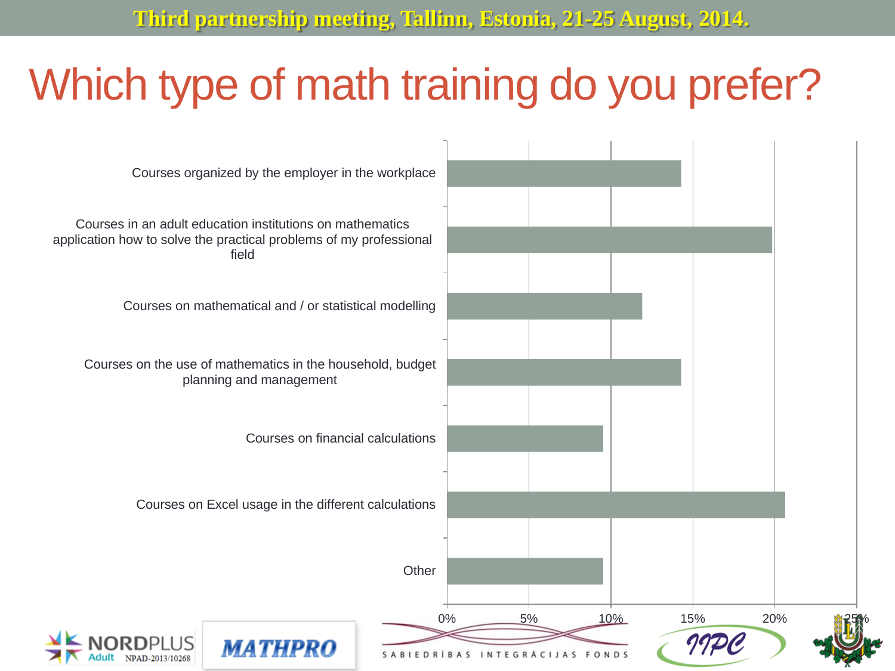Third partnership meeting, Tallinn, Estonia, 21-25 August, 2014.

# Which type of math training do you prefer?

| Type of training | Share |
|---|---|
| Courses organized by the employer in the workplace | ~14% |
| Courses in an adult education institutions on mathematics application how to solve the practical problems of my professional field | ~20% |
| Courses on mathematical and / or statistical modelling | ~12% |
| Courses on the use of mathematics in the household, budget planning and management | ~14% |
| Courses on financial calculations | ~10% |
| Courses on Excel usage in the different calculations | ~21% |
| Other | ~10% |

0% 5% 10% 15% 20% 25%

NORDPLUS Adult NPAD-2013/10268 · MATHPRO · SABIEDRĪBAS INTEGRĀCIJAS FONDS · IIPC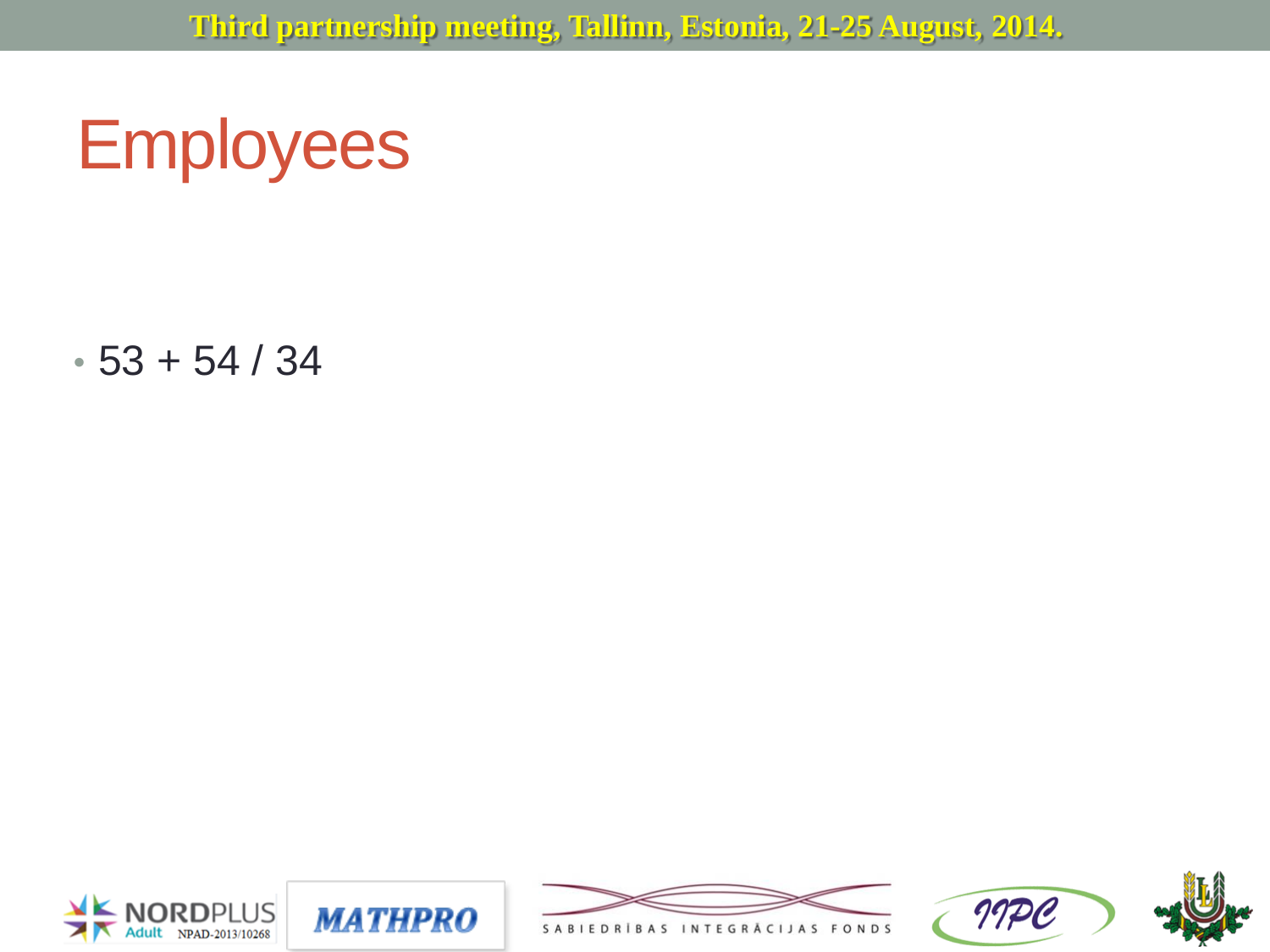# Employees

- 53 + 54 / 34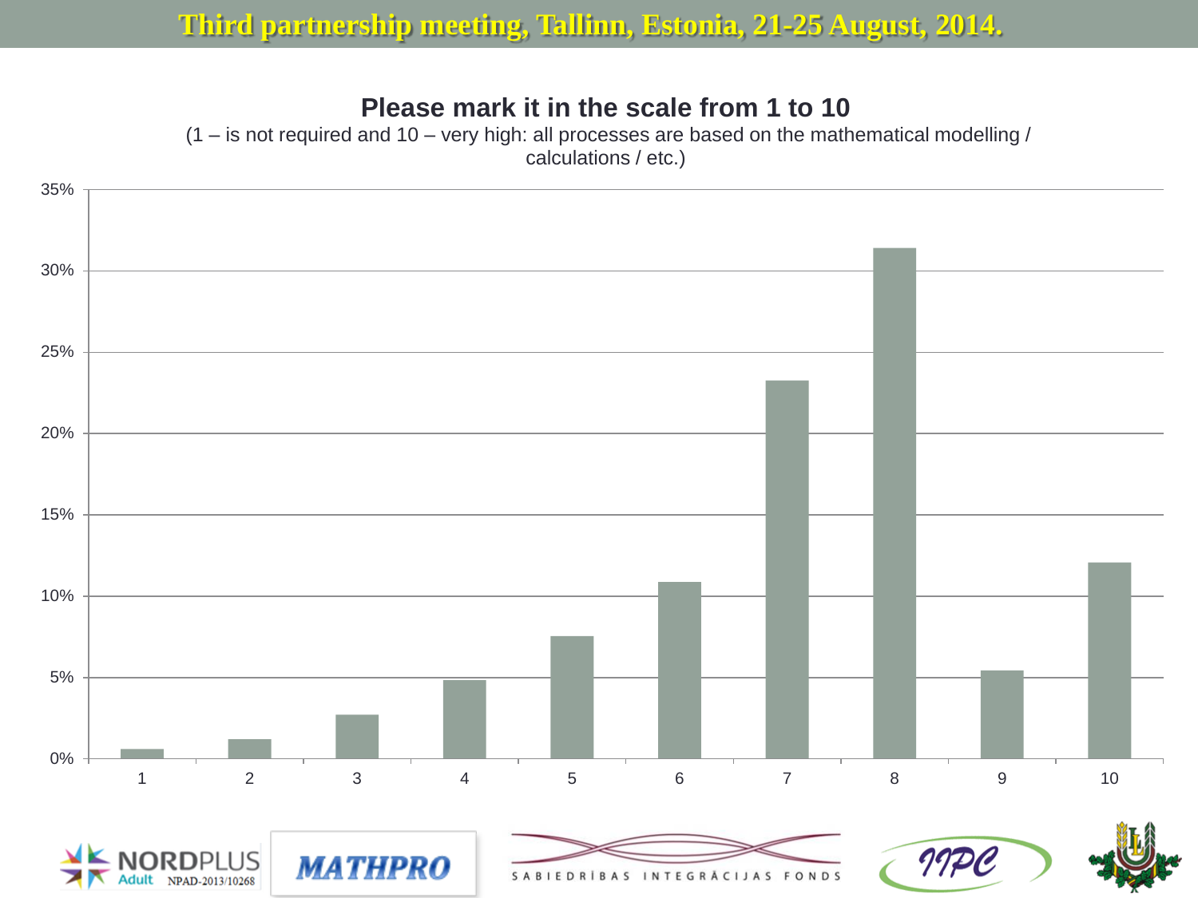Third partnership meeting, Tallinn, Estonia, 21-25 August, 2014.

## Please mark it in the scale from 1 to 10

(1 – is not required and 10 – very high: all processes are based on the mathematical modelling / calculations / etc.)

| Scale | Share (approx.) |
|---|---|
| 1 | 0.6% |
| 2 | 1.2% |
| 3 | 2.7% |
| 4 | 4.8% |
| 5 | 7.5% |
| 6 | 10.8% |
| 7 | 23.2% |
| 8 | 31.4% |
| 9 | 5.4% |
| 10 | 12.0% |

NORDPLUS Adult NPAD-2013/10268

MATHPRO

SABIEDRĪBAS INTEGRĀCIJAS FONDS

IIPC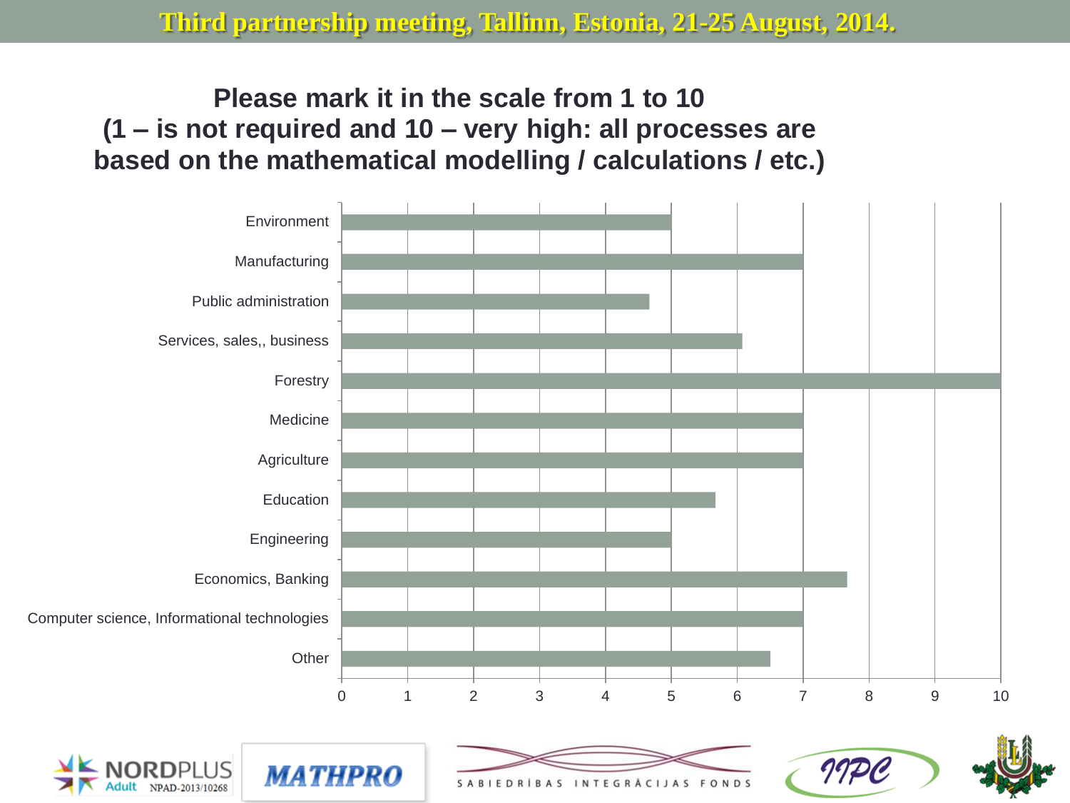Third partnership meeting, Tallinn, Estonia, 21-25 August, 2014.

## Please mark it in the scale from 1 to 10 (1 – is not required and 10 – very high: all processes are based on the mathematical modelling / calculations / etc.)

| Field | Score |
|---|---|
| Environment | 5 |
| Manufacturing | 7 |
| Public administration | 4.67 |
| Services, sales,, business | 6.08 |
| Forestry | 10 |
| Medicine | 7 |
| Agriculture | 7 |
| Education | 5.67 |
| Engineering | 5 |
| Economics, Banking | 7.67 |
| Computer science, Informational technologies | 7 |
| Other | 6.5 |

NORDPLUS Adult NPAD-2013/10268 MATHPRO SABIEDRĪBAS INTEGRĀCIJAS FONDS IIPC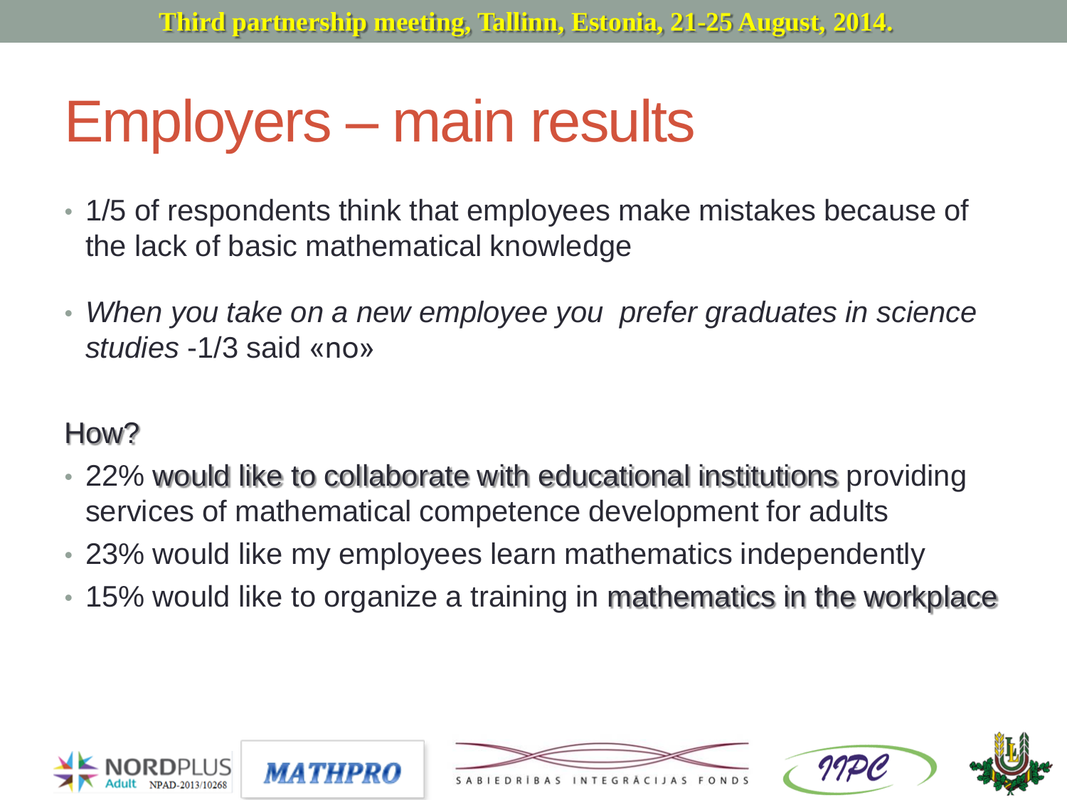# Employers – main results

- 1/5 of respondents think that employees make mistakes because of the lack of basic mathematical knowledge
- *When you take on a new employee you prefer graduates in science studies* -1/3 said «no»

How?

- 22% would like to collaborate with educational institutions providing services of mathematical competence development for adults
- 23% would like my employees learn mathematics independently
- 15% would like to organize a training in mathematics in the workplace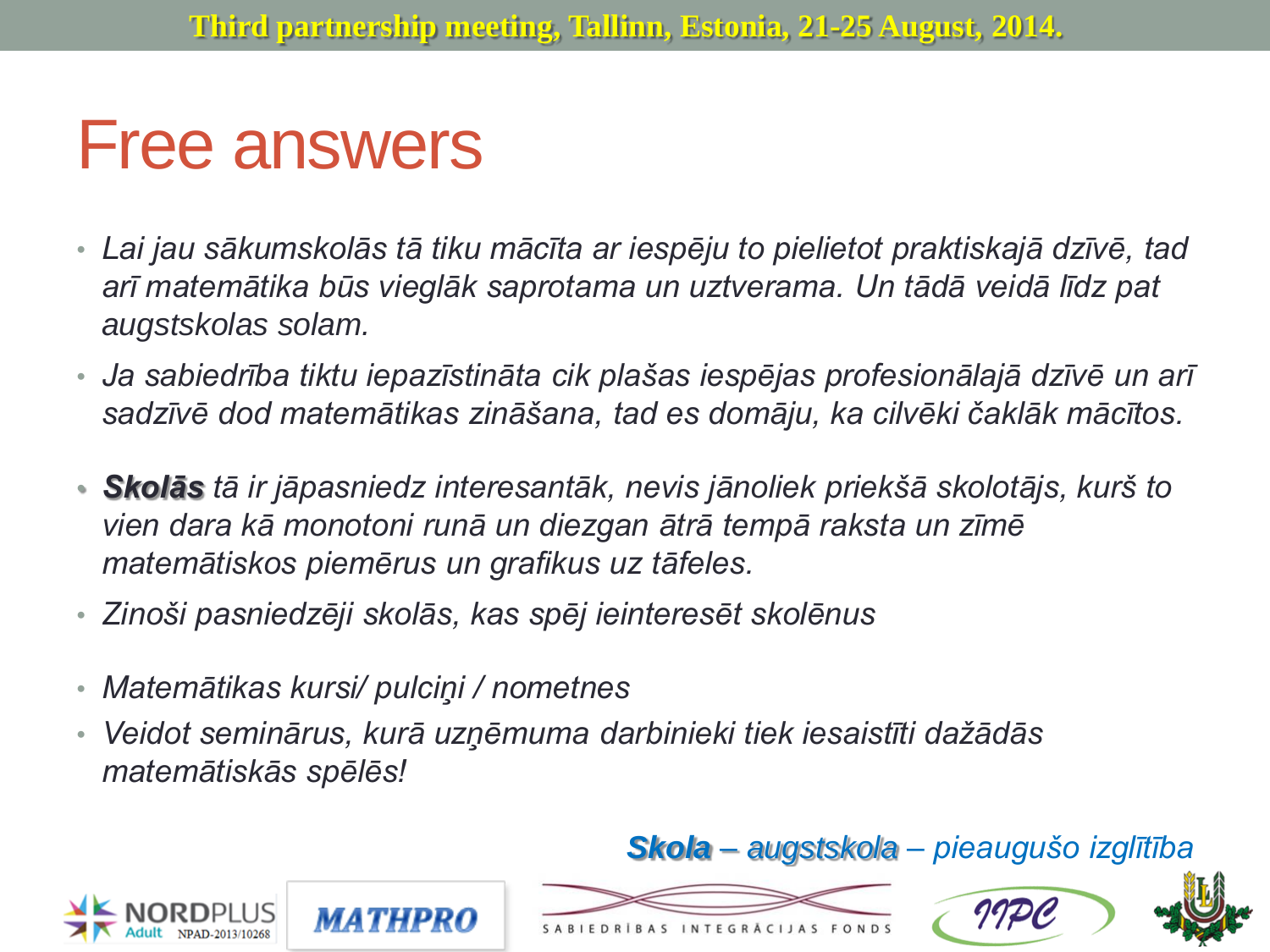# Free answers

- *Lai jau sākumskolās tā tiku mācīta ar iespēju to pielietot praktiskajā dzīvē, tad arī matemātika būs vieglāk saprotama un uztverama. Un tādā veidā līdz pat augstskolas solam.*
- *Ja sabiedrība tiktu iepazīstināta cik plašas iespējas profesionālajā dzīvē un arī sadzīvē dod matemātikas zināšana, tad es domāju, ka cilvēki čaklāk mācītos.*
- ***Skolās** tā ir jāpasniedz interesantāk, nevis jānoliek priekšā skolotājs, kurš to vien dara kā monotoni runā un diezgan ātrā tempā raksta un zīmē matemātiskos piemērus un grafikus uz tāfeles.*
- *Zinoši pasniedzēji skolās, kas spēj ieinteresēt skolēnus*
- *Matemātikas kursi/ pulciņi / nometnes*
- *Veidot seminārus, kurā uzņēmuma darbinieki tiek iesaistīti dažādās matemātiskās spēlēs!*

***Skola** – augstskola – pieaugušo izglītība*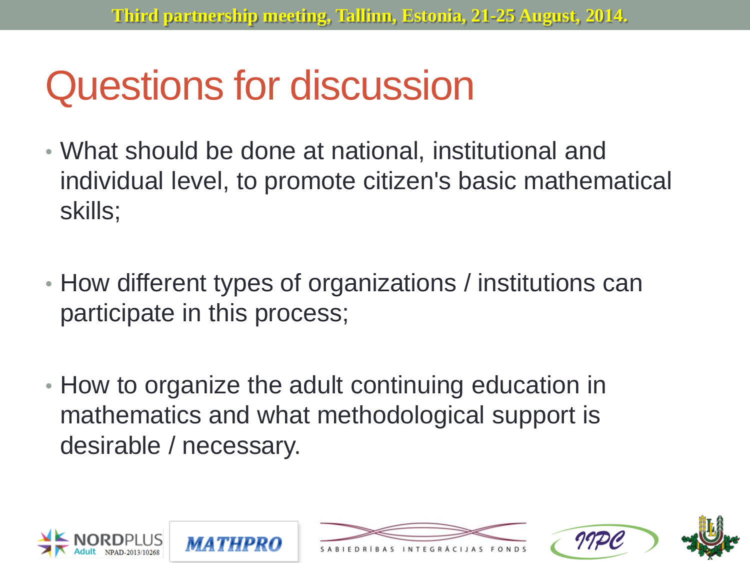# Questions for discussion

- What should be done at national, institutional and individual level, to promote citizen's basic mathematical skills;
- How different types of organizations / institutions can participate in this process;
- How to organize the adult continuing education in mathematics and what methodological support is desirable / necessary.